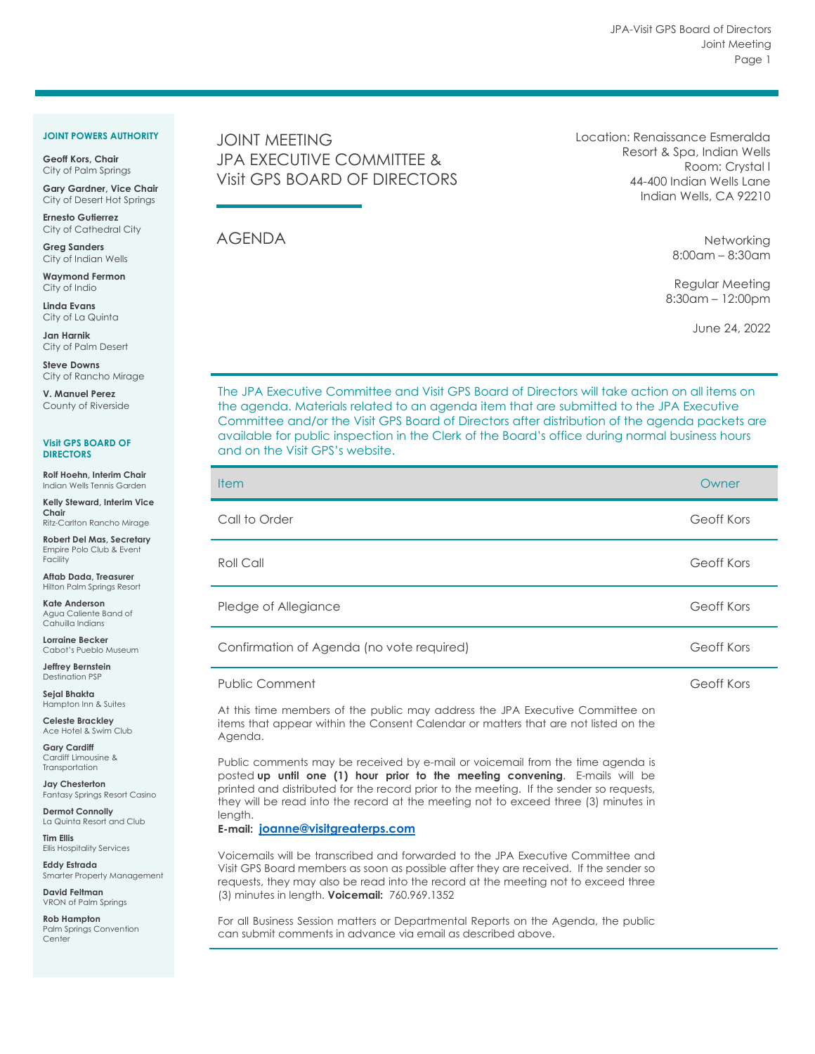**JOINT POWERS AUTHORITY**

**Geoff Kors, Chair**
City of Palm Springs

**Gary Gardner, Vice Chair**
City of Desert Hot Springs

**Ernesto Gutierrez**
City of Cathedral City

**Greg Sanders**
City of Indian Wells

**Waymond Fermon**
City of Indio

**Linda Evans**
City of La Quinta

**Jan Harnik**
City of Palm Desert

**Steve Downs**
City of Rancho Mirage

**V. Manuel Perez**
County of Riverside

**Visit GPS BOARD OF DIRECTORS**

**Rolf Hoehn, Interim Chair**
Indian Wells Tennis Garden

**Kelly Steward, Interim Vice Chair**
Ritz-Carlton Rancho Mirage

**Robert Del Mas, Secretary**
Empire Polo Club & Event Facility

**Aftab Dada, Treasurer**
Hilton Palm Springs Resort

**Kate Anderson**
Agua Caliente Band of Cahuilla Indians

**Lorraine Becker**
Cabot's Pueblo Museum

**Jeffrey Bernstein**
Destination PSP

**Sejal Bhakta**
Hampton Inn & Suites

**Celeste Brackley**
Ace Hotel & Swim Club

**Gary Cardiff**
Cardiff Limousine & Transportation

**Jay Chesterton**
Fantasy Springs Resort Casino

**Dermot Connolly**
La Quinta Resort and Club

**Tim Ellis**
Ellis Hospitality Services

**Eddy Estrada**
Smarter Property Management

**David Feltman**
VRON of Palm Springs

**Rob Hampton**
Palm Springs Convention Center

# JOINT MEETING
# JPA EXECUTIVE COMMITTEE & Visit GPS BOARD OF DIRECTORS

Location: Renaissance Esmeralda Resort & Spa, Indian Wells
Room: Crystal I
44-400 Indian Wells Lane
Indian Wells, CA 92210

## AGENDA

Networking
8:00am – 8:30am

Regular Meeting
8:30am – 12:00pm

June 24, 2022

The JPA Executive Committee and Visit GPS Board of Directors will take action on all items on the agenda. Materials related to an agenda item that are submitted to the JPA Executive Committee and/or the Visit GPS Board of Directors after distribution of the agenda packets are available for public inspection in the Clerk of the Board's office during normal business hours and on the Visit GPS's website.

| Item | Owner |
|---|---|
| Call to Order | Geoff Kors |
| Roll Call | Geoff Kors |
| Pledge of Allegiance | Geoff Kors |
| Confirmation of Agenda (no vote required) | Geoff Kors |
| Public Comment | Geoff Kors |

At this time members of the public may address the JPA Executive Committee on items that appear within the Consent Calendar or matters that are not listed on the Agenda.

Public comments may be received by e-mail or voicemail from the time agenda is posted **up until one (1) hour prior to the meeting convening**. E-mails will be printed and distributed for the record prior to the meeting. If the sender so requests, they will be read into the record at the meeting not to exceed three (3) minutes in length.
**E-mail: joanne@visitgreaterps.com**

Voicemails will be transcribed and forwarded to the JPA Executive Committee and Visit GPS Board members as soon as possible after they are received. If the sender so requests, they may also be read into the record at the meeting not to exceed three (3) minutes in length. **Voicemail:** 760.969.1352

For all Business Session matters or Departmental Reports on the Agenda, the public can submit comments in advance via email as described above.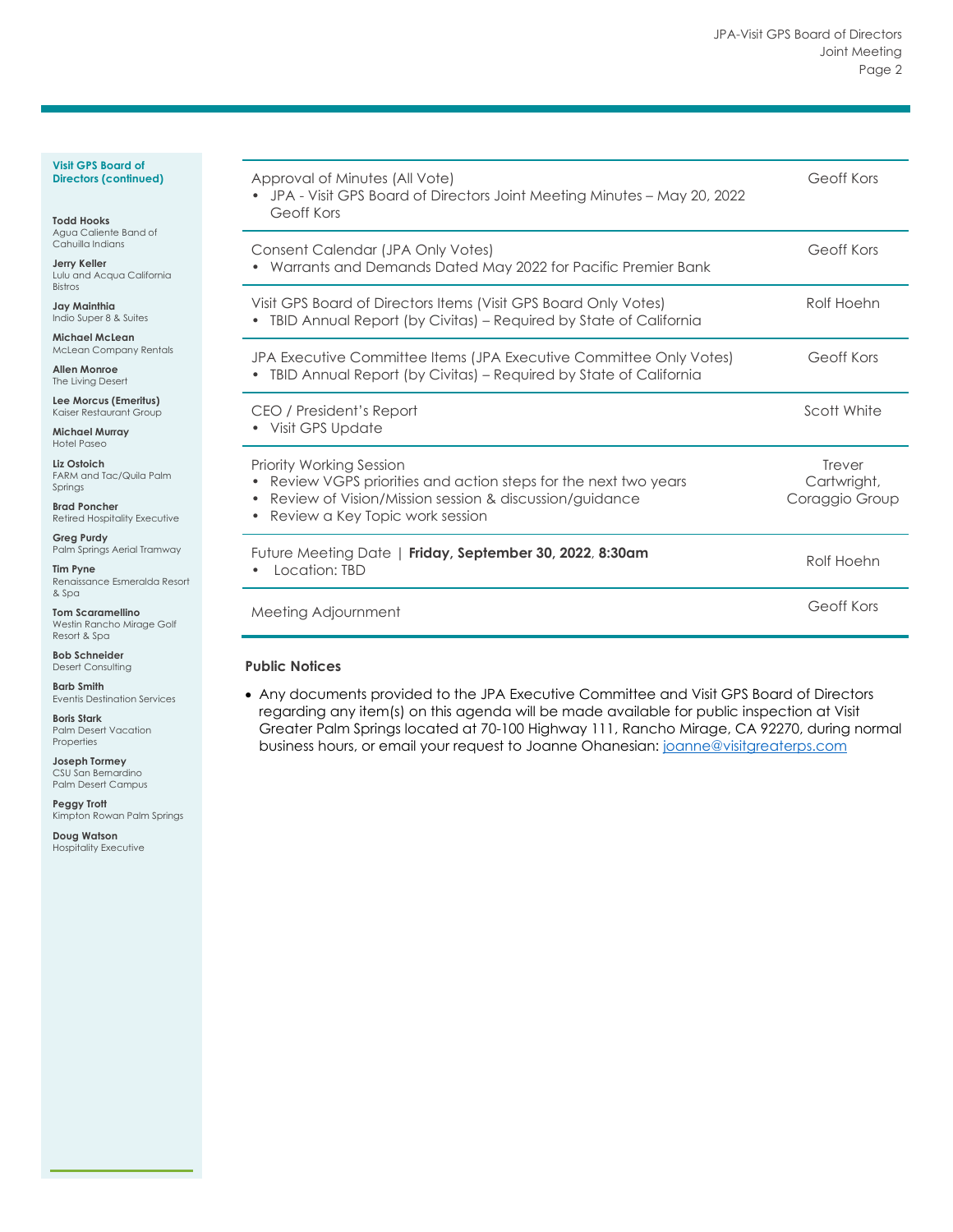**Visit GPS Board of Directors (continued)**

**Todd Hooks**
Agua Caliente Band of Cahuilla Indians

**Jerry Keller**
Lulu and Acqua California Bistros

**Jay Mainthia**
Indio Super 8 & Suites

**Michael McLean**
McLean Company Rentals

**Allen Monroe**
The Living Desert

**Lee Morcus (Emeritus)**
Kaiser Restaurant Group

**Michael Murray**
Hotel Paseo

**Liz Ostoich**
FARM and Tac/Quila Palm Springs

**Brad Poncher**
Retired Hospitality Executive

**Greg Purdy**
Palm Springs Aerial Tramway

**Tim Pyne**
Renaissance Esmeralda Resort & Spa

**Tom Scaramellino**
Westin Rancho Mirage Golf Resort & Spa

**Bob Schneider**
Desert Consulting

**Barb Smith**
Eventis Destination Services

**Boris Stark**
Palm Desert Vacation Properties

**Joseph Tormey**
CSU San Bernardino Palm Desert Campus

**Peggy Trott**
Kimpton Rowan Palm Springs

**Doug Watson**
Hospitality Executive

| | |
|---|---|
| Approval of Minutes (All Vote)<br>• JPA - Visit GPS Board of Directors Joint Meeting Minutes – May 20, 2022 Geoff Kors | Geoff Kors |
| Consent Calendar (JPA Only Votes)<br>• Warrants and Demands Dated May 2022 for Pacific Premier Bank | Geoff Kors |
| Visit GPS Board of Directors Items (Visit GPS Board Only Votes)<br>• TBID Annual Report (by Civitas) – Required by State of California | Rolf Hoehn |
| JPA Executive Committee Items (JPA Executive Committee Only Votes)<br>• TBID Annual Report (by Civitas) – Required by State of California | Geoff Kors |
| CEO / President's Report<br>• Visit GPS Update | Scott White |
| Priority Working Session<br>• Review VGPS priorities and action steps for the next two years<br>• Review of Vision/Mission session & discussion/guidance<br>• Review a Key Topic work session | Trever Cartwright, Coraggio Group |
| Future Meeting Date \| **Friday, September 30, 2022**, **8:30am**<br>• Location: TBD | Rolf Hoehn |
| Meeting Adjournment | Geoff Kors |

**Public Notices**

- Any documents provided to the JPA Executive Committee and Visit GPS Board of Directors regarding any item(s) on this agenda will be made available for public inspection at Visit Greater Palm Springs located at 70-100 Highway 111, Rancho Mirage, CA 92270, during normal business hours, or email your request to Joanne Ohanesian: joanne@visitgreaterps.com